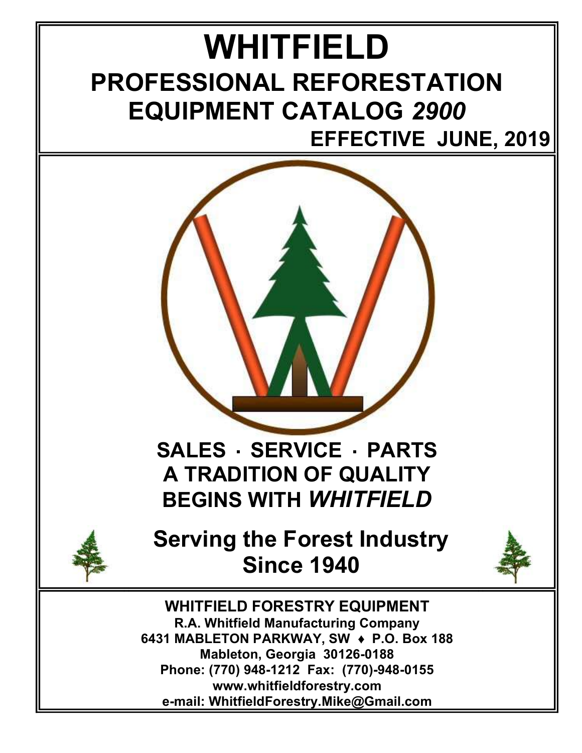# WHITFIELD

## PROFESSIONAL REFORESTATION EQUIPMENT CATALOG *2900*

**EFFECTIVE JUNE, 2019**

## SALES · SERVICE · PARTS
## A TRADITION OF QUALITY BEGINS WITH *WHITFIELD*

## Serving the Forest Industry Since 1940

**WHITFIELD FORESTRY EQUIPMENT**

**R.A. Whitfield Manufacturing Company**
**6431 MABLETON PARKWAY, SW ♦ P.O. Box 188**
**Mableton, Georgia 30126-0188**
**Phone: (770) 948-1212 Fax: (770)-948-0155**
**www.whitfieldforestry.com**
**e-mail: WhitfieldForestry.Mike@Gmail.com**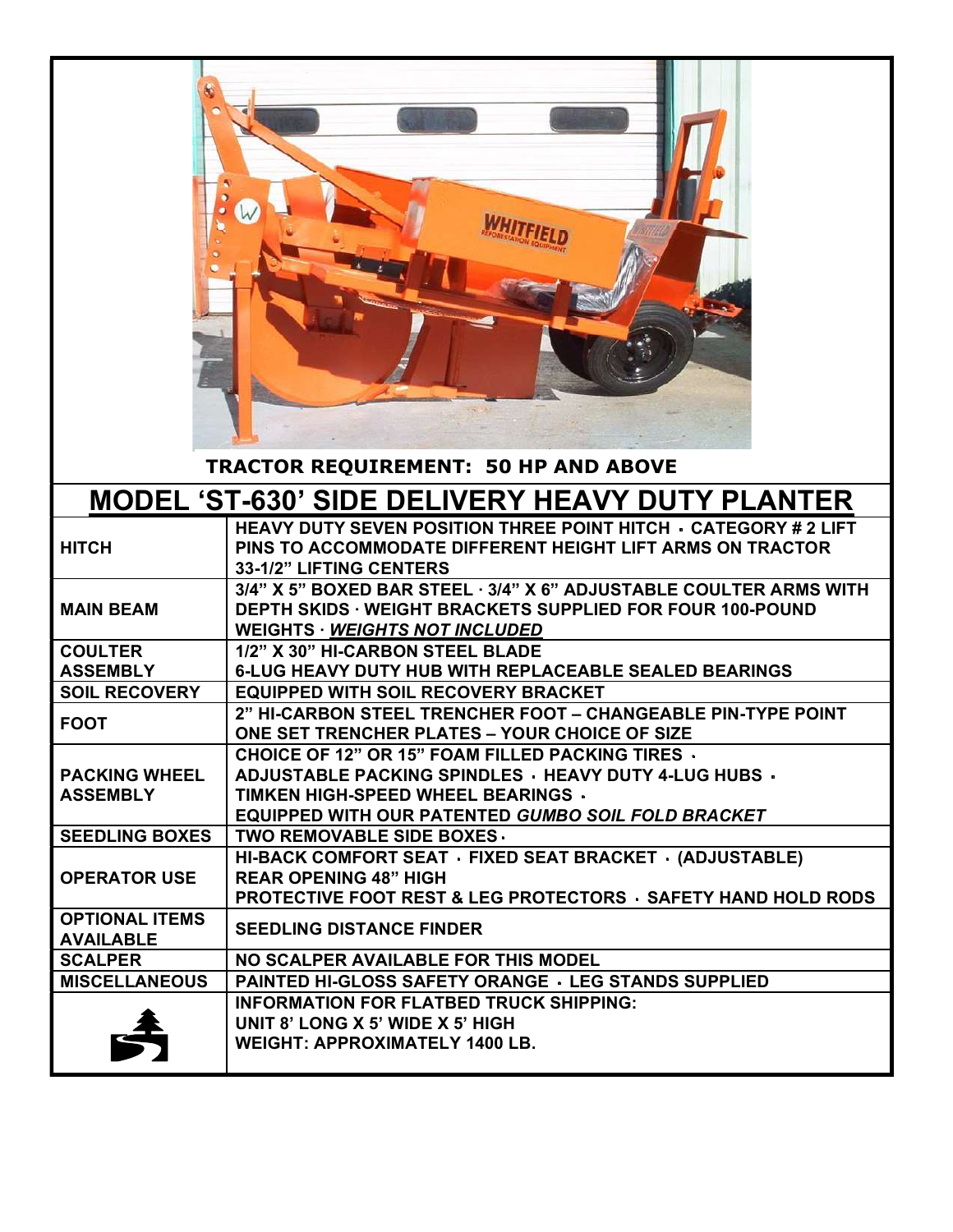**TRACTOR REQUIREMENT: 50 HP AND ABOVE**

## MODEL 'ST-630' SIDE DELIVERY HEAVY DUTY PLANTER

| | |
|---|---|
| **HITCH** | **HEAVY DUTY SEVEN POSITION THREE POINT HITCH · CATEGORY # 2 LIFT PINS TO ACCOMMODATE DIFFERENT HEIGHT LIFT ARMS ON TRACTOR 33-1/2" LIFTING CENTERS** |
| **MAIN BEAM** | **3/4" X 5" BOXED BAR STEEL · 3/4" X 6" ADJUSTABLE COULTER ARMS WITH DEPTH SKIDS · WEIGHT BRACKETS SUPPLIED FOR FOUR 100-POUND WEIGHTS · *WEIGHTS NOT INCLUDED*** |
| **COULTER ASSEMBLY** | **1/2" X 30" HI-CARBON STEEL BLADE 6-LUG HEAVY DUTY HUB WITH REPLACEABLE SEALED BEARINGS** |
| **SOIL RECOVERY** | **EQUIPPED WITH SOIL RECOVERY BRACKET** |
| **FOOT** | **2" HI-CARBON STEEL TRENCHER FOOT – CHANGEABLE PIN-TYPE POINT ONE SET TRENCHER PLATES – YOUR CHOICE OF SIZE** |
| **PACKING WHEEL ASSEMBLY** | **CHOICE OF 12" OR 15" FOAM FILLED PACKING TIRES · ADJUSTABLE PACKING SPINDLES · HEAVY DUTY 4-LUG HUBS · TIMKEN HIGH-SPEED WHEEL BEARINGS · EQUIPPED WITH OUR PATENTED *GUMBO SOIL FOLD BRACKET*** |
| **SEEDLING BOXES** | **TWO REMOVABLE SIDE BOXES ·** |
| **OPERATOR USE** | **HI-BACK COMFORT SEAT · FIXED SEAT BRACKET · (ADJUSTABLE) REAR OPENING 48" HIGH PROTECTIVE FOOT REST & LEG PROTECTORS · SAFETY HAND HOLD RODS** |
| **OPTIONAL ITEMS AVAILABLE** | **SEEDLING DISTANCE FINDER** |
| **SCALPER** | **NO SCALPER AVAILABLE FOR THIS MODEL** |
| **MISCELLANEOUS** | **PAINTED HI-GLOSS SAFETY ORANGE · LEG STANDS SUPPLIED** |
| | **INFORMATION FOR FLATBED TRUCK SHIPPING: UNIT 8' LONG X 5' WIDE X 5' HIGH WEIGHT: APPROXIMATELY 1400 LB.** |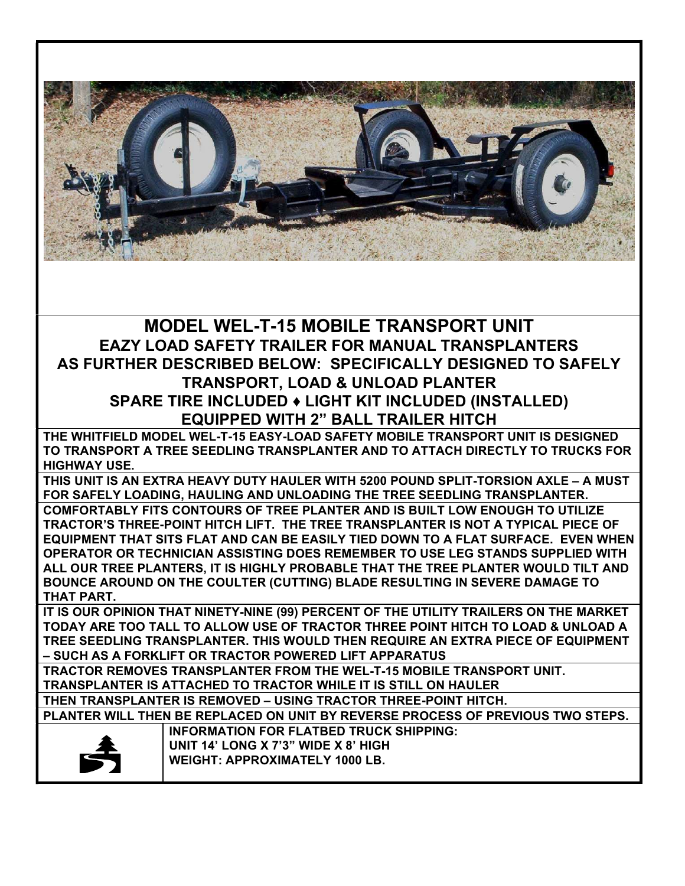## MODEL WEL-T-15 MOBILE TRANSPORT UNIT

### EAZY LOAD SAFETY TRAILER FOR MANUAL TRANSPLANTERS AS FURTHER DESCRIBED BELOW: SPECIFICALLY DESIGNED TO SAFELY TRANSPORT, LOAD & UNLOAD PLANTER

### SPARE TIRE INCLUDED ♦ LIGHT KIT INCLUDED (INSTALLED)

### EQUIPPED WITH 2” BALL TRAILER HITCH

**THE WHITFIELD MODEL WEL-T-15 EASY-LOAD SAFETY MOBILE TRANSPORT UNIT IS DESIGNED TO TRANSPORT A TREE SEEDLING TRANSPLANTER AND TO ATTACH DIRECTLY TO TRUCKS FOR HIGHWAY USE.**

**THIS UNIT IS AN EXTRA HEAVY DUTY HAULER WITH 5200 POUND SPLIT-TORSION AXLE – A MUST FOR SAFELY LOADING, HAULING AND UNLOADING THE TREE SEEDLING TRANSPLANTER.**

**COMFORTABLY FITS CONTOURS OF TREE PLANTER AND IS BUILT LOW ENOUGH TO UTILIZE TRACTOR’S THREE-POINT HITCH LIFT. THE TREE TRANSPLANTER IS NOT A TYPICAL PIECE OF EQUIPMENT THAT SITS FLAT AND CAN BE EASILY TIED DOWN TO A FLAT SURFACE. EVEN WHEN OPERATOR OR TECHNICIAN ASSISTING DOES REMEMBER TO USE LEG STANDS SUPPLIED WITH ALL OUR TREE PLANTERS, IT IS HIGHLY PROBABLE THAT THE TREE PLANTER WOULD TILT AND BOUNCE AROUND ON THE COULTER (CUTTING) BLADE RESULTING IN SEVERE DAMAGE TO THAT PART.**

**IT IS OUR OPINION THAT NINETY-NINE (99) PERCENT OF THE UTILITY TRAILERS ON THE MARKET TODAY ARE TOO TALL TO ALLOW USE OF TRACTOR THREE POINT HITCH TO LOAD & UNLOAD A TREE SEEDLING TRANSPLANTER. THIS WOULD THEN REQUIRE AN EXTRA PIECE OF EQUIPMENT – SUCH AS A FORKLIFT OR TRACTOR POWERED LIFT APPARATUS**

**TRACTOR REMOVES TRANSPLANTER FROM THE WEL-T-15 MOBILE TRANSPORT UNIT. TRANSPLANTER IS ATTACHED TO TRACTOR WHILE IT IS STILL ON HAULER**

**THEN TRANSPLANTER IS REMOVED – USING TRACTOR THREE-POINT HITCH.**

**PLANTER WILL THEN BE REPLACED ON UNIT BY REVERSE PROCESS OF PREVIOUS TWO STEPS.**

**INFORMATION FOR FLATBED TRUCK SHIPPING:**
**UNIT 14’ LONG X 7’3” WIDE X 8’ HIGH**
**WEIGHT: APPROXIMATELY 1000 LB.**